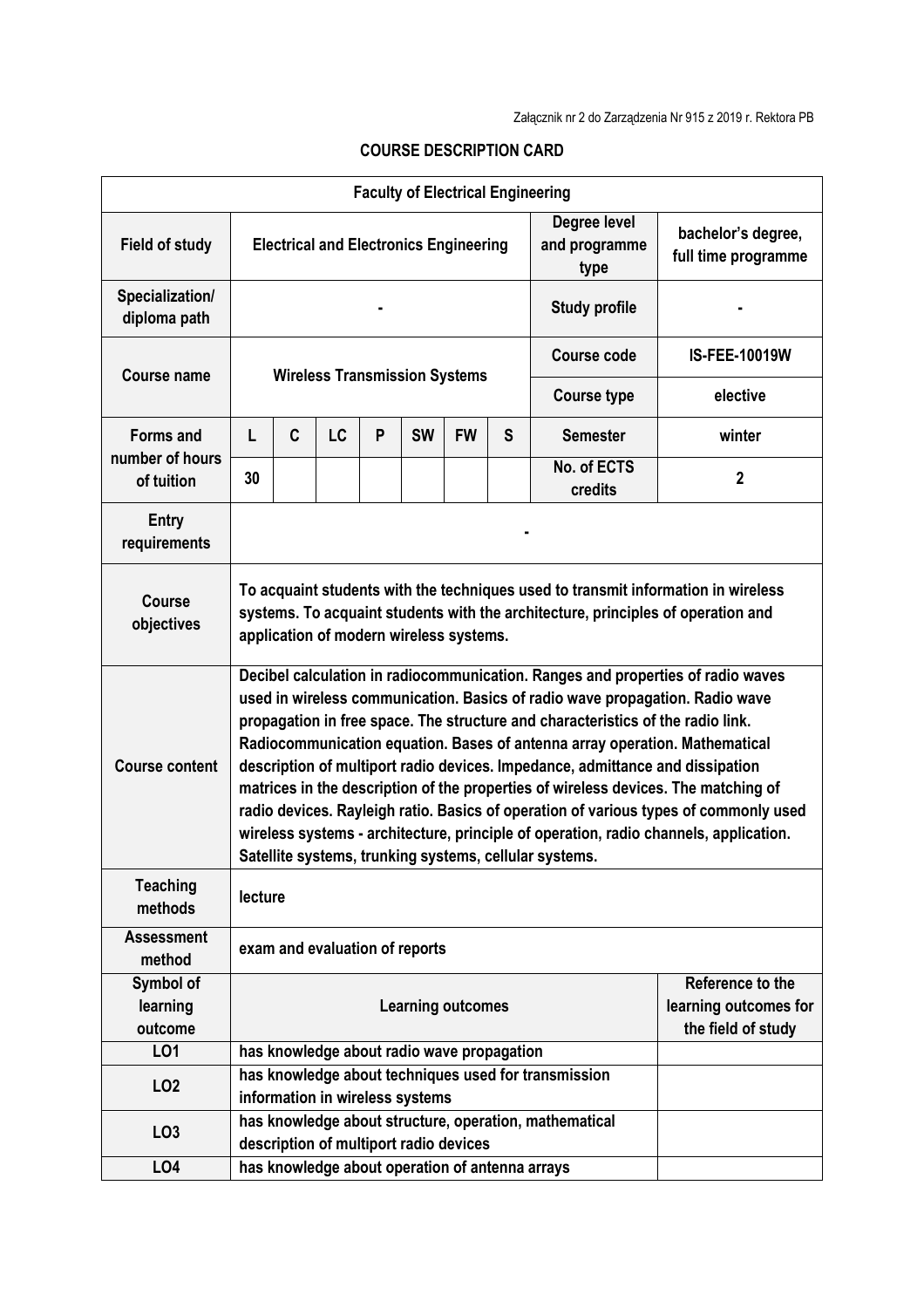Załącznik nr 2 do Zarządzenia Nr 915 z 2019 r. Rektora PB

# COURSE DESCRIPTION CARD

| Faculty of Electrical Engineering | | | | | | | | | |
|---|---|---|---|---|---|---|---|---|---|
| **Field of study** | **Electrical and Electronics Engineering** | | | | | | | **Degree level and programme type** | **bachelor's degree, full time programme** |
| **Specialization/ diploma path** | **-** | | | | | | | **Study profile** | **-** |
| **Course name** | **Wireless Transmission Systems** | | | | | | | **Course code** | **IS-FEE-10019W** |
| | | | | | | | | **Course type** | **elective** |
| **Forms and number of hours of tuition** | **L** | **C** | **LC** | **P** | **SW** | **FW** | **S** | **Semester** | **winter** |
| | **30** | | | | | | | **No. of ECTS credits** | **2** |
| **Entry requirements** | **-** | | | | | | | | |
| **Course objectives** | **To acquaint students with the techniques used to transmit information in wireless systems. To acquaint students with the architecture, principles of operation and application of modern wireless systems.** | | | | | | | | |
| **Course content** | **Decibel calculation in radiocommunication. Ranges and properties of radio waves used in wireless communication. Basics of radio wave propagation. Radio wave propagation in free space. The structure and characteristics of the radio link. Radiocommunication equation. Bases of antenna array operation. Mathematical description of multiport radio devices. Impedance, admittance and dissipation matrices in the description of the properties of wireless devices. The matching of radio devices. Rayleigh ratio. Basics of operation of various types of commonly used wireless systems - architecture, principle of operation, radio channels, application. Satellite systems, trunking systems, cellular systems.** | | | | | | | | |
| **Teaching methods** | **lecture** | | | | | | | | |
| **Assessment method** | **exam and evaluation of reports** | | | | | | | | |
| **Symbol of learning outcome** | **Learning outcomes** | | | | | | | | **Reference to the learning outcomes for the field of study** |
| **LO1** | **has knowledge about radio wave propagation** | | | | | | | | |
| **LO2** | **has knowledge about techniques used for transmission information in wireless systems** | | | | | | | | |
| **LO3** | **has knowledge about structure, operation, mathematical description of multiport radio devices** | | | | | | | | |
| **LO4** | **has knowledge about operation of antenna arrays** | | | | | | | | |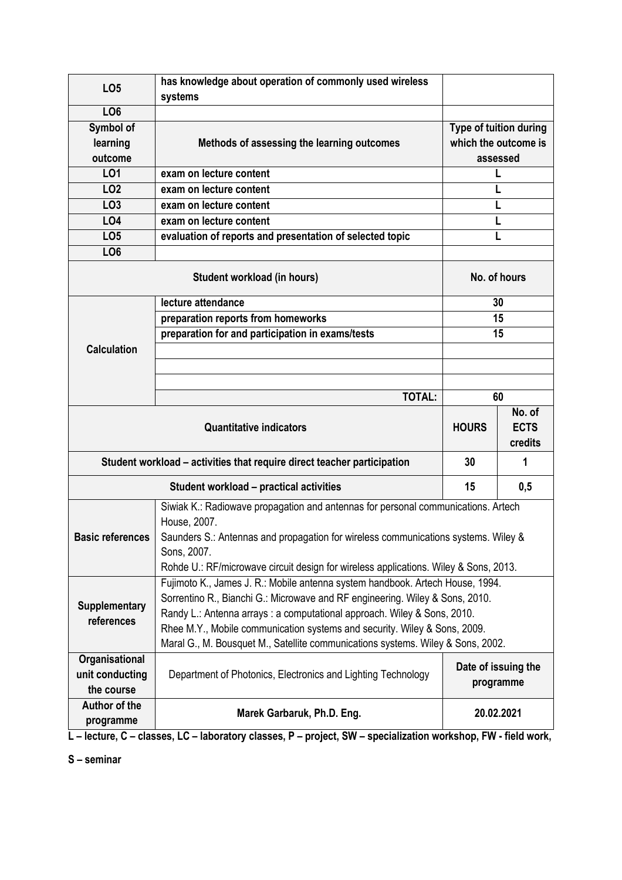| | | |
|---|---|---|
| **LO5** | **has knowledge about operation of commonly used wireless systems** | |
| **LO6** | | |

| **Symbol of learning outcome** | **Methods of assessing the learning outcomes** | **Type of tuition during which the outcome is assessed** |
|---|---|---|
| **LO1** | **exam on lecture content** | **L** |
| **LO2** | **exam on lecture content** | **L** |
| **LO3** | **exam on lecture content** | **L** |
| **LO4** | **exam on lecture content** | **L** |
| **LO5** | **evaluation of reports and presentation of selected topic** | **L** |
| **LO6** | | |

| **Student workload (in hours)** | | **No. of hours** |
|---|---|---|
| **Calculation** | **lecture attendance** | **30** |
| | **preparation reports from homeworks** | **15** |
| | **preparation for and participation in exams/tests** | **15** |
| | | |
| | | |
| | | |
| | **TOTAL:** | **60** |

| **Quantitative indicators** | **HOURS** | **No. of ECTS credits** |
|---|---|---|
| **Student workload – activities that require direct teacher participation** | **30** | **1** |
| **Student workload – practical activities** | **15** | **0,5** |

| | |
|---|---|
| **Basic references** | Siwiak K.: Radiowave propagation and antennas for personal communications. Artech House, 2007.<br>Saunders S.: Antennas and propagation for wireless communications systems. Wiley & Sons, 2007.<br>Rohde U.: RF/microwave circuit design for wireless applications. Wiley & Sons, 2013. |
| **Supplementary references** | Fujimoto K., James J. R.: Mobile antenna system handbook. Artech House, 1994.<br>Sorrentino R., Bianchi G.: Microwave and RF engineering. Wiley & Sons, 2010.<br>Randy L.: Antenna arrays : a computational approach. Wiley & Sons, 2010.<br>Rhee M.Y., Mobile communication systems and security. Wiley & Sons, 2009.<br>Maral G., M. Bousquet M., Satellite communications systems. Wiley & Sons, 2002. |

| | | |
|---|---|---|
| **Organisational unit conducting the course** | Department of Photonics, Electronics and Lighting Technology | **Date of issuing the programme** |
| **Author of the programme** | **Marek Garbaruk, Ph.D. Eng.** | **20.02.2021** |

**L – lecture, C – classes, LC – laboratory classes, P – project, SW – specialization workshop, FW - field work, S – seminar**